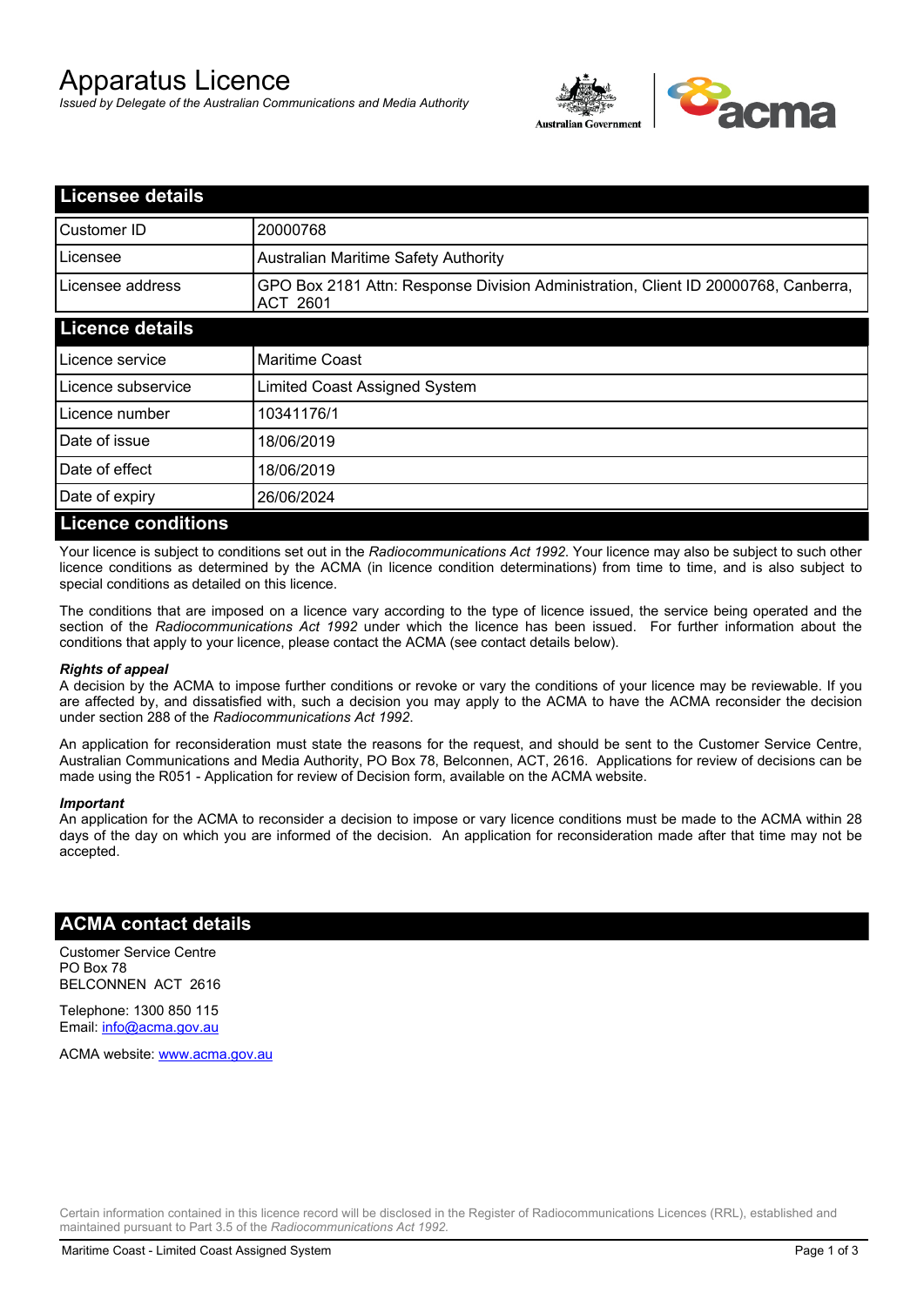# Apparatus Licence

*Issued by Delegate of the Australian Communications and Media Authority*

## Licensee details

| | |
|---|---|
| Customer ID | 20000768 |
| Licensee | Australian Maritime Safety Authority |
| Licensee address | GPO Box 2181 Attn: Response Division Administration, Client ID 20000768, Canberra, ACT 2601 |

## Licence details

| | |
|---|---|
| Licence service | Maritime Coast |
| Licence subservice | Limited Coast Assigned System |
| Licence number | 10341176/1 |
| Date of issue | 18/06/2019 |
| Date of effect | 18/06/2019 |
| Date of expiry | 26/06/2024 |

## Licence conditions

Your licence is subject to conditions set out in the *Radiocommunications Act 1992*. Your licence may also be subject to such other licence conditions as determined by the ACMA (in licence condition determinations) from time to time, and is also subject to special conditions as detailed on this licence.

The conditions that are imposed on a licence vary according to the type of licence issued, the service being operated and the section of the *Radiocommunications Act 1992* under which the licence has been issued. For further information about the conditions that apply to your licence, please contact the ACMA (see contact details below).

***Rights of appeal***

A decision by the ACMA to impose further conditions or revoke or vary the conditions of your licence may be reviewable. If you are affected by, and dissatisfied with, such a decision you may apply to the ACMA to have the ACMA reconsider the decision under section 288 of the *Radiocommunications Act 1992*.

An application for reconsideration must state the reasons for the request, and should be sent to the Customer Service Centre, Australian Communications and Media Authority, PO Box 78, Belconnen, ACT, 2616. Applications for review of decisions can be made using the R051 - Application for review of Decision form, available on the ACMA website.

***Important***

An application for the ACMA to reconsider a decision to impose or vary licence conditions must be made to the ACMA within 28 days of the day on which you are informed of the decision. An application for reconsideration made after that time may not be accepted.

## ACMA contact details

Customer Service Centre
PO Box 78
BELCONNEN ACT 2616

Telephone: 1300 850 115
Email: info@acma.gov.au

ACMA website: www.acma.gov.au

Certain information contained in this licence record will be disclosed in the Register of Radiocommunications Licences (RRL), established and maintained pursuant to Part 3.5 of the *Radiocommunications Act 1992.*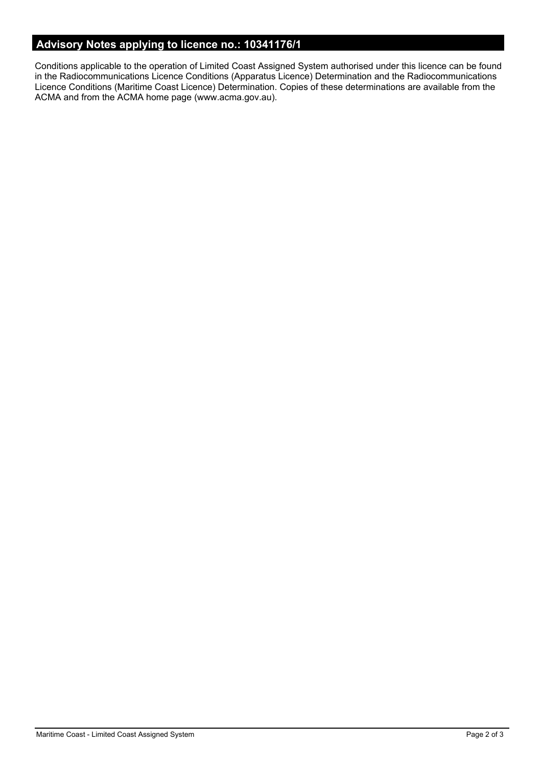## Advisory Notes applying to licence no.: 10341176/1

Conditions applicable to the operation of Limited Coast Assigned System authorised under this licence can be found in the Radiocommunications Licence Conditions (Apparatus Licence) Determination and the Radiocommunications Licence Conditions (Maritime Coast Licence) Determination. Copies of these determinations are available from the ACMA and from the ACMA home page (www.acma.gov.au).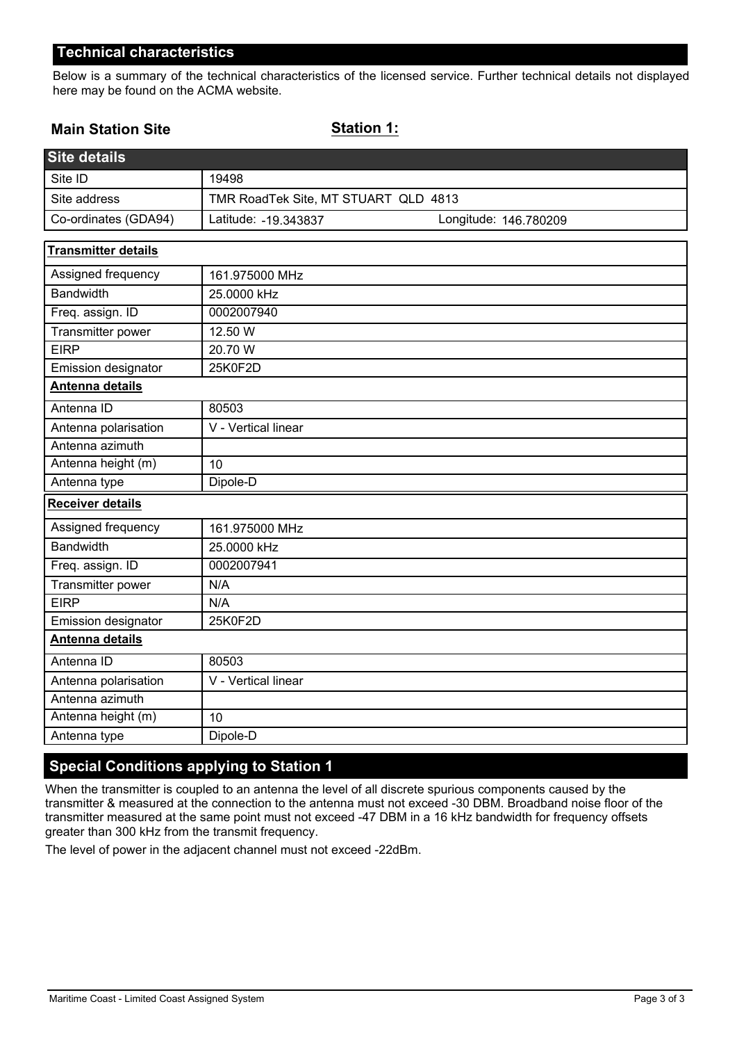## Technical characteristics

Below is a summary of the technical characteristics of the licensed service. Further technical details not displayed here may be found on the ACMA website.

**Main Station Site** **Station 1:**

| Site details | |
|---|---|
| Site ID | 19498 |
| Site address | TMR RoadTek Site, MT STUART QLD 4813 |
| Co-ordinates (GDA94) | Latitude: -19.343837 Longitude: 146.780209 |

| Transmitter details | |
|---|---|
| Assigned frequency | 161.975000 MHz |
| Bandwidth | 25.0000 kHz |
| Freq. assign. ID | 0002007940 |
| Transmitter power | 12.50 W |
| EIRP | 20.70 W |
| Emission designator | 25K0F2D |
| **Antenna details** | |
| Antenna ID | 80503 |
| Antenna polarisation | V - Vertical linear |
| Antenna azimuth | |
| Antenna height (m) | 10 |
| Antenna type | Dipole-D |

| Receiver details | |
|---|---|
| Assigned frequency | 161.975000 MHz |
| Bandwidth | 25.0000 kHz |
| Freq. assign. ID | 0002007941 |
| Transmitter power | N/A |
| EIRP | N/A |
| Emission designator | 25K0F2D |
| **Antenna details** | |
| Antenna ID | 80503 |
| Antenna polarisation | V - Vertical linear |
| Antenna azimuth | |
| Antenna height (m) | 10 |
| Antenna type | Dipole-D |

## Special Conditions applying to Station 1

When the transmitter is coupled to an antenna the level of all discrete spurious components caused by the transmitter & measured at the connection to the antenna must not exceed -30 DBM. Broadband noise floor of the transmitter measured at the same point must not exceed -47 DBM in a 16 kHz bandwidth for frequency offsets greater than 300 kHz from the transmit frequency.

The level of power in the adjacent channel must not exceed -22dBm.